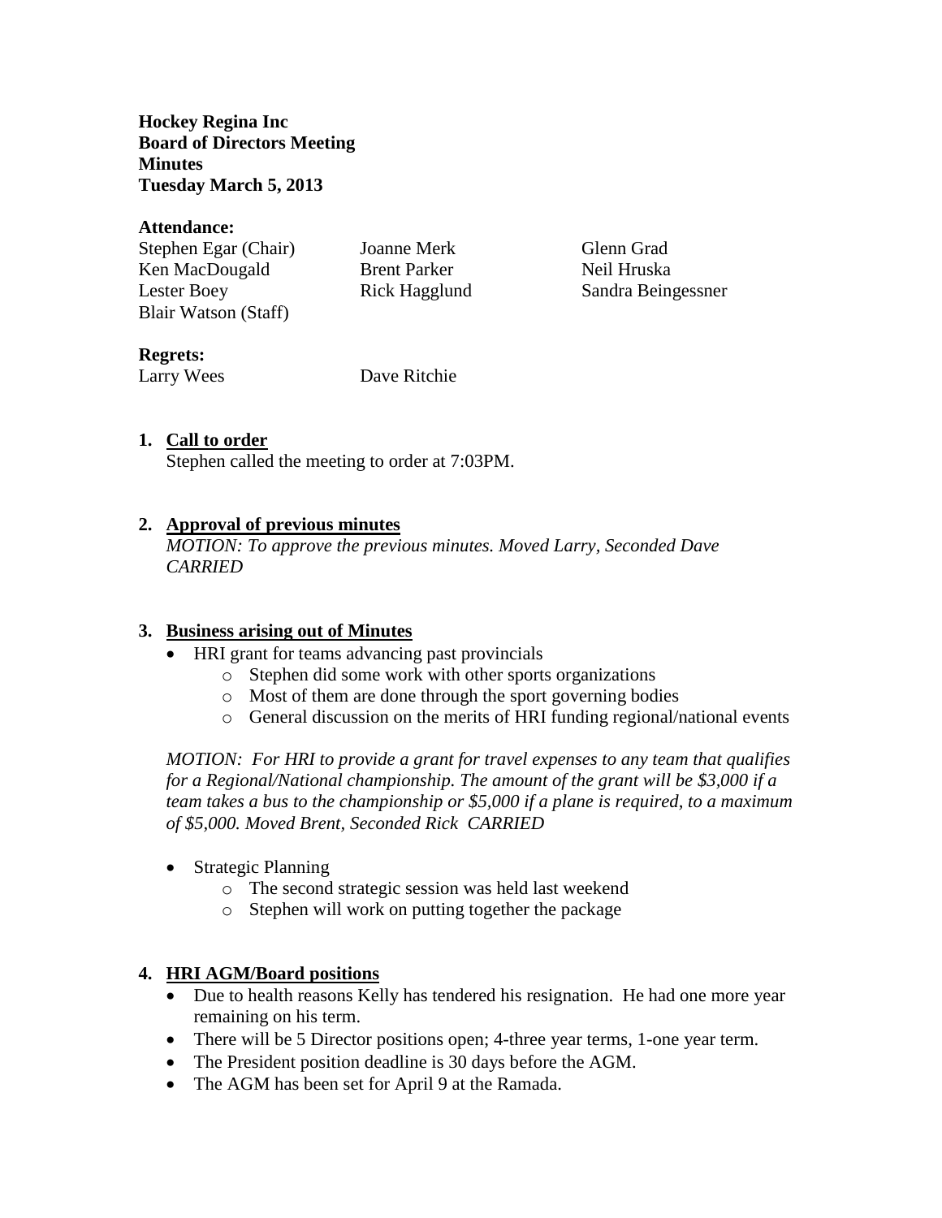**Hockey Regina Inc**
**Board of Directors Meeting**
**Minutes**
**Tuesday March 5, 2013**

**Attendance:**

| | | |
|---|---|---|
| Stephen Egar (Chair) | Joanne Merk | Glenn Grad |
| Ken MacDougald | Brent Parker | Neil Hruska |
| Lester Boey | Rick Hagglund | Sandra Beingessner |
| Blair Watson (Staff) | | |

**Regrets:**

Larry Wees    Dave Ritchie

1. **Call to order**
   Stephen called the meeting to order at 7:03PM.

2. **Approval of previous minutes**
   *MOTION: To approve the previous minutes. Moved Larry, Seconded Dave CARRIED*

3. **Business arising out of Minutes**
   - HRI grant for teams advancing past provincials
     - Stephen did some work with other sports organizations
     - Most of them are done through the sport governing bodies
     - General discussion on the merits of HRI funding regional/national events

   *MOTION: For HRI to provide a grant for travel expenses to any team that qualifies for a Regional/National championship. The amount of the grant will be $3,000 if a team takes a bus to the championship or $5,000 if a plane is required, to a maximum of $5,000. Moved Brent, Seconded Rick CARRIED*

   - Strategic Planning
     - The second strategic session was held last weekend
     - Stephen will work on putting together the package

4. **HRI AGM/Board positions**
   - Due to health reasons Kelly has tendered his resignation. He had one more year remaining on his term.
   - There will be 5 Director positions open; 4-three year terms, 1-one year term.
   - The President position deadline is 30 days before the AGM.
   - The AGM has been set for April 9 at the Ramada.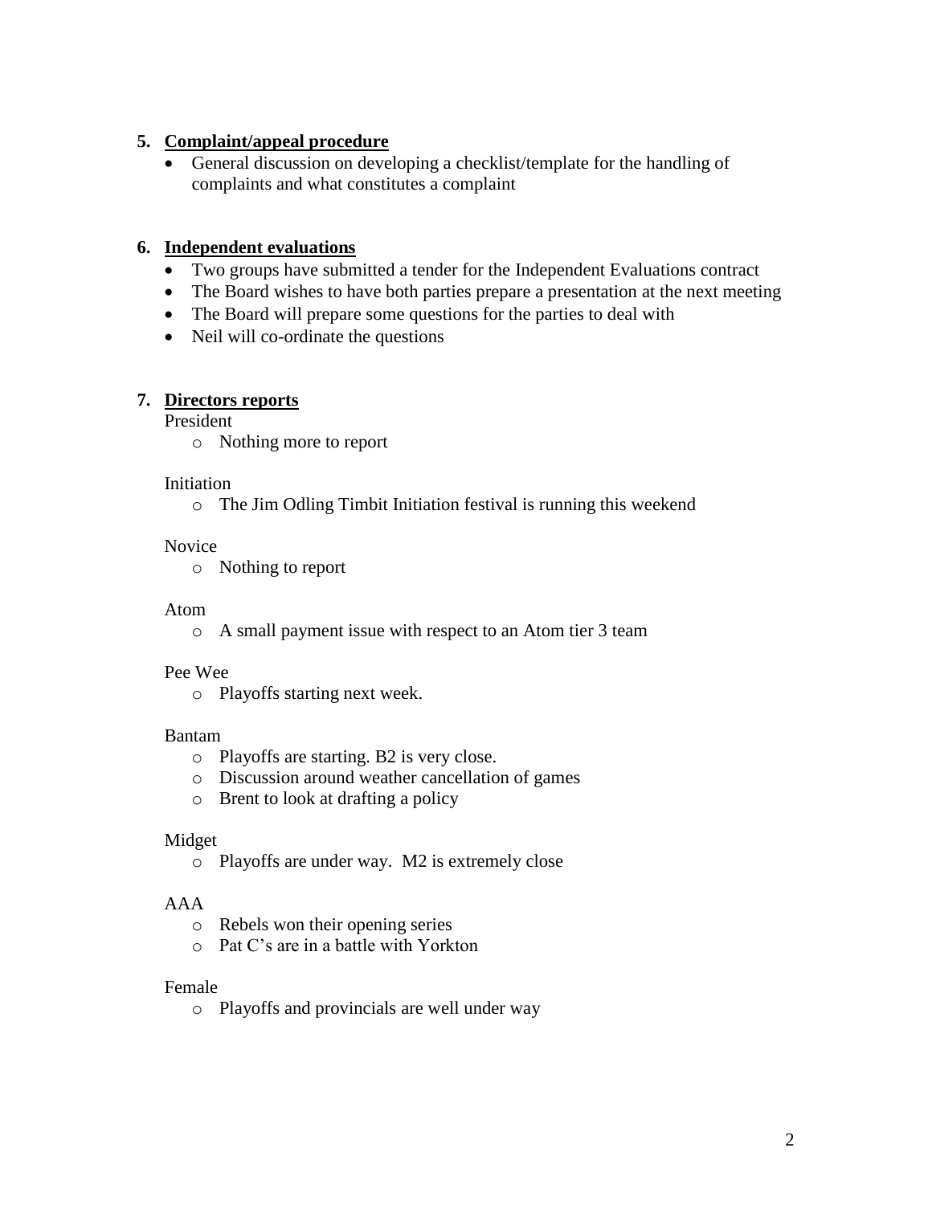5. **Complaint/appeal procedure**
   - General discussion on developing a checklist/template for the handling of complaints and what constitutes a complaint

6. **Independent evaluations**
   - Two groups have submitted a tender for the Independent Evaluations contract
   - The Board wishes to have both parties prepare a presentation at the next meeting
   - The Board will prepare some questions for the parties to deal with
   - Neil will co-ordinate the questions

7. **Directors reports**

   President
   - Nothing more to report

   Initiation
   - The Jim Odling Timbit Initiation festival is running this weekend

   Novice
   - Nothing to report

   Atom
   - A small payment issue with respect to an Atom tier 3 team

   Pee Wee
   - Playoffs starting next week.

   Bantam
   - Playoffs are starting. B2 is very close.
   - Discussion around weather cancellation of games
   - Brent to look at drafting a policy

   Midget
   - Playoffs are under way. M2 is extremely close

   AAA
   - Rebels won their opening series
   - Pat C's are in a battle with Yorkton

   Female
   - Playoffs and provincials are well under way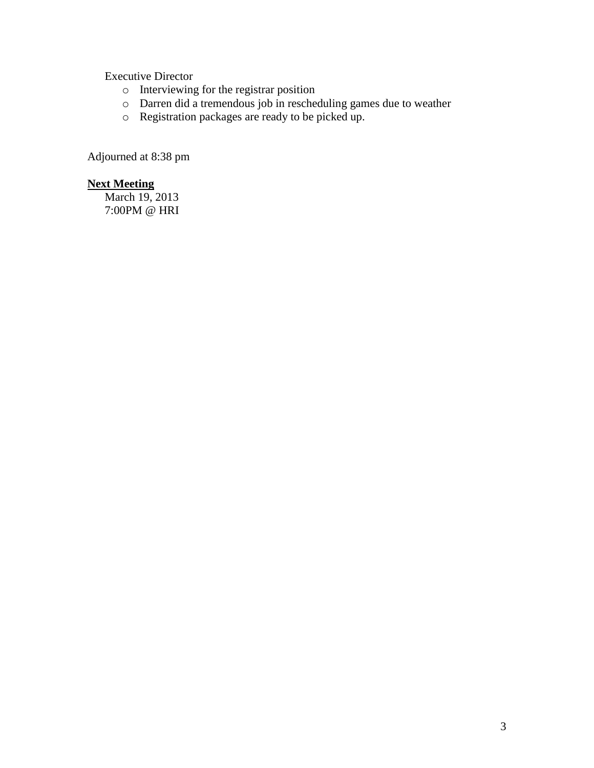Executive Director

- Interviewing for the registrar position
- Darren did a tremendous job in rescheduling games due to weather
- Registration packages are ready to be picked up.

Adjourned at 8:38 pm

**Next Meeting**

March 19, 2013
7:00PM @ HRI